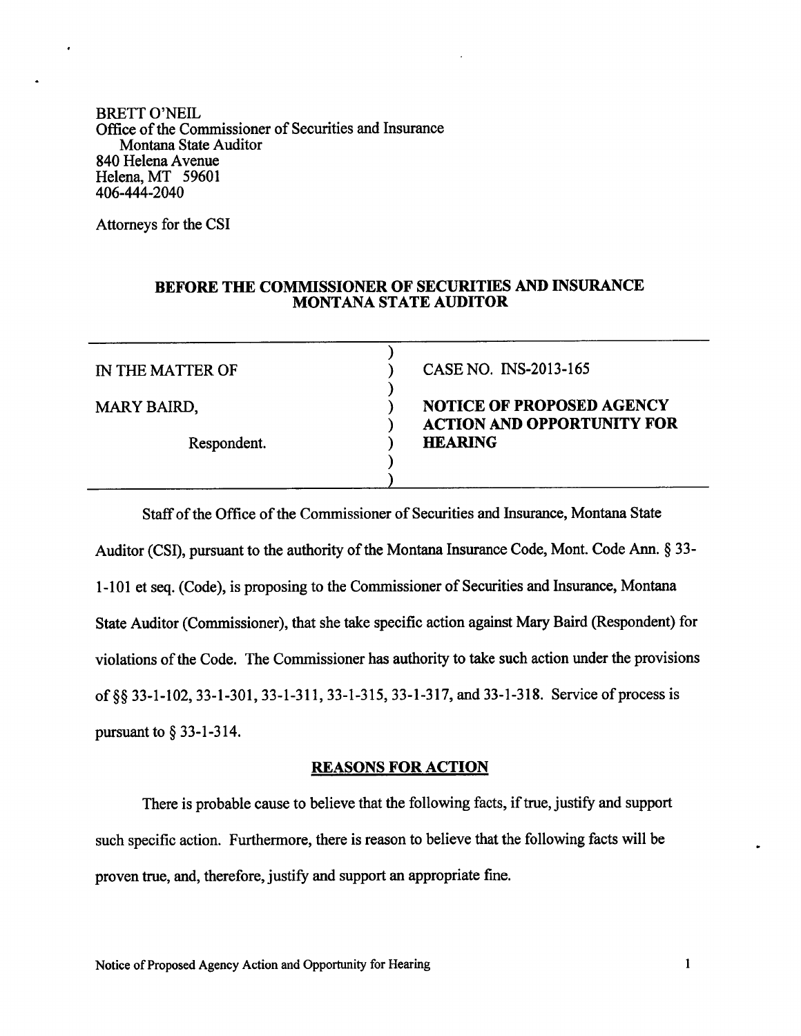BRETT O'NEIL
Office of the Commissioner of Securities and Insurance
Montana State Auditor
840 Helena Avenue
Helena, MT 59601
406-444-2040

Attorneys for the CSI

## BEFORE THE COMMISSIONER OF SECURITIES AND INSURANCE MONTANA STATE AUDITOR

| | | |
|---|---|---|
| IN THE MATTER OF | ) | CASE NO. INS-2013-165 |
| MARY BAIRD, | ) | **NOTICE OF PROPOSED AGENCY ACTION AND OPPORTUNITY FOR HEARING** |
| Respondent. | ) | |

Staff of the Office of the Commissioner of Securities and Insurance, Montana State Auditor (CSI), pursuant to the authority of the Montana Insurance Code, Mont. Code Ann. § 33-1-101 et seq. (Code), is proposing to the Commissioner of Securities and Insurance, Montana State Auditor (Commissioner), that she take specific action against Mary Baird (Respondent) for violations of the Code. The Commissioner has authority to take such action under the provisions of §§ 33-1-102, 33-1-301, 33-1-311, 33-1-315, 33-1-317, and 33-1-318. Service of process is pursuant to § 33-1-314.

### REASONS FOR ACTION

There is probable cause to believe that the following facts, if true, justify and support such specific action. Furthermore, there is reason to believe that the following facts will be proven true, and, therefore, justify and support an appropriate fine.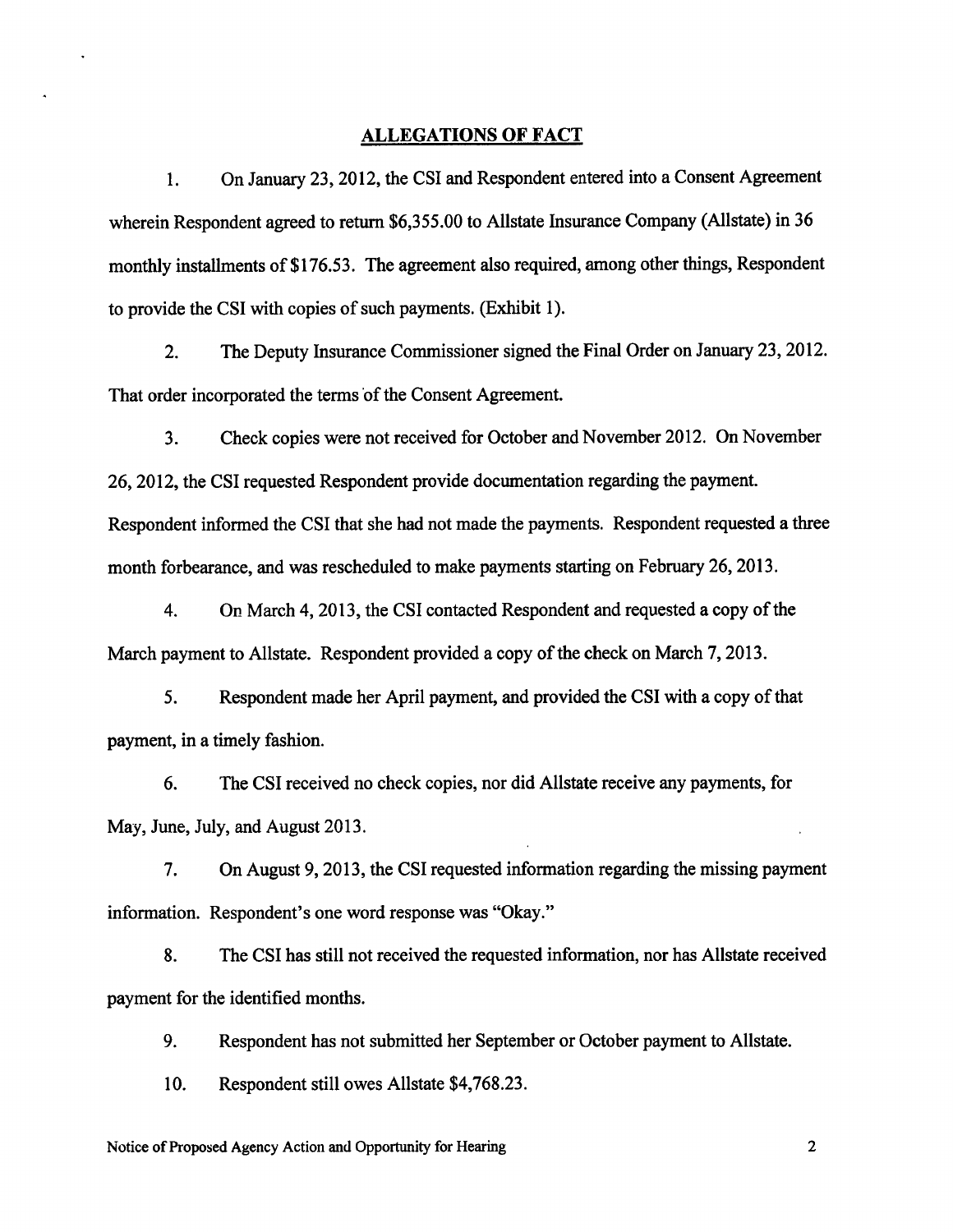## ALLEGATIONS OF FACT

1. On January 23, 2012, the CSI and Respondent entered into a Consent Agreement wherein Respondent agreed to return $6,355.00 to Allstate Insurance Company (Allstate) in 36 monthly installments of $176.53. The agreement also required, among other things, Respondent to provide the CSI with copies of such payments. (Exhibit 1).

2. The Deputy Insurance Commissioner signed the Final Order on January 23, 2012. That order incorporated the terms of the Consent Agreement.

3. Check copies were not received for October and November 2012. On November 26, 2012, the CSI requested Respondent provide documentation regarding the payment. Respondent informed the CSI that she had not made the payments. Respondent requested a three month forbearance, and was rescheduled to make payments starting on February 26, 2013.

4. On March 4, 2013, the CSI contacted Respondent and requested a copy of the March payment to Allstate. Respondent provided a copy of the check on March 7, 2013.

5. Respondent made her April payment, and provided the CSI with a copy of that payment, in a timely fashion.

6. The CSI received no check copies, nor did Allstate receive any payments, for May, June, July, and August 2013.

7. On August 9, 2013, the CSI requested information regarding the missing payment information. Respondent's one word response was "Okay."

8. The CSI has still not received the requested information, nor has Allstate received payment for the identified months.

9. Respondent has not submitted her September or October payment to Allstate.

10. Respondent still owes Allstate $4,768.23.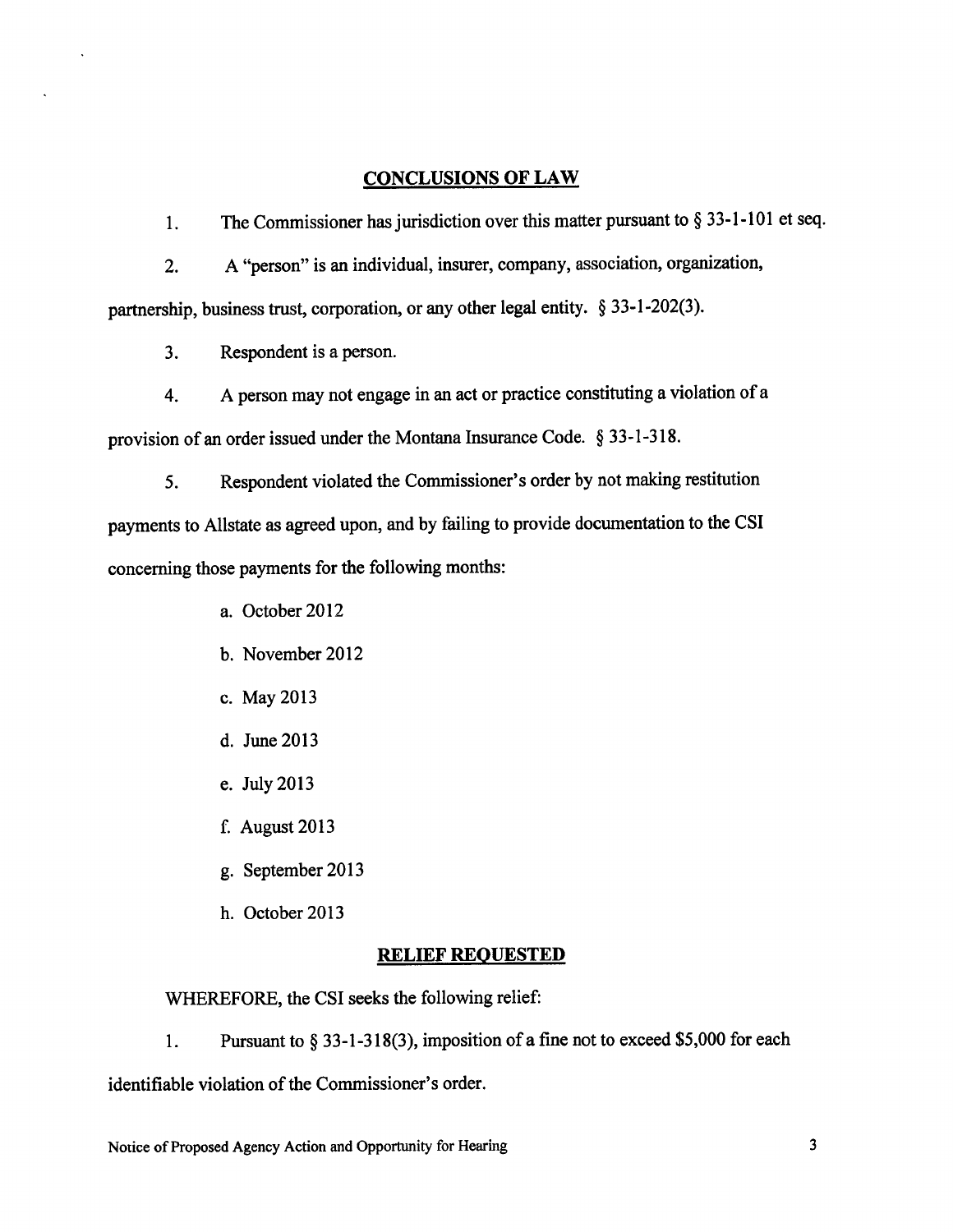## CONCLUSIONS OF LAW

1. The Commissioner has jurisdiction over this matter pursuant to § 33-1-101 et seq.

2. A "person" is an individual, insurer, company, association, organization, partnership, business trust, corporation, or any other legal entity. § 33-1-202(3).

3. Respondent is a person.

4. A person may not engage in an act or practice constituting a violation of a provision of an order issued under the Montana Insurance Code. § 33-1-318.

5. Respondent violated the Commissioner's order by not making restitution payments to Allstate as agreed upon, and by failing to provide documentation to the CSI concerning those payments for the following months:

   a. October 2012

   b. November 2012

   c. May 2013

   d. June 2013

   e. July 2013

   f. August 2013

   g. September 2013

   h. October 2013

## RELIEF REQUESTED

WHEREFORE, the CSI seeks the following relief:

1. Pursuant to § 33-1-318(3), imposition of a fine not to exceed $5,000 for each identifiable violation of the Commissioner's order.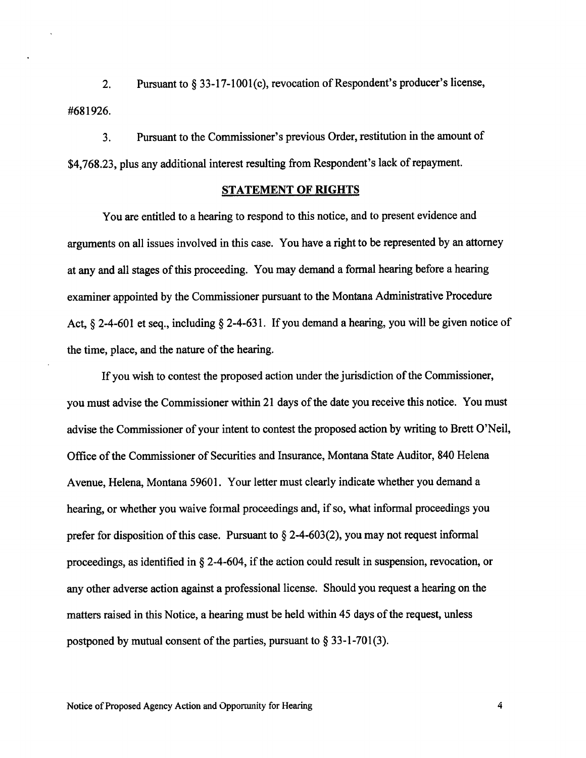2. Pursuant to § 33-17-1001(c), revocation of Respondent's producer's license, #681926.

3. Pursuant to the Commissioner's previous Order, restitution in the amount of $4,768.23, plus any additional interest resulting from Respondent's lack of repayment.

## STATEMENT OF RIGHTS

You are entitled to a hearing to respond to this notice, and to present evidence and arguments on all issues involved in this case. You have a right to be represented by an attorney at any and all stages of this proceeding. You may demand a formal hearing before a hearing examiner appointed by the Commissioner pursuant to the Montana Administrative Procedure Act, § 2-4-601 et seq., including § 2-4-631. If you demand a hearing, you will be given notice of the time, place, and the nature of the hearing.

If you wish to contest the proposed action under the jurisdiction of the Commissioner, you must advise the Commissioner within 21 days of the date you receive this notice. You must advise the Commissioner of your intent to contest the proposed action by writing to Brett O'Neil, Office of the Commissioner of Securities and Insurance, Montana State Auditor, 840 Helena Avenue, Helena, Montana 59601. Your letter must clearly indicate whether you demand a hearing, or whether you waive formal proceedings and, if so, what informal proceedings you prefer for disposition of this case. Pursuant to § 2-4-603(2), you may not request informal proceedings, as identified in § 2-4-604, if the action could result in suspension, revocation, or any other adverse action against a professional license. Should you request a hearing on the matters raised in this Notice, a hearing must be held within 45 days of the request, unless postponed by mutual consent of the parties, pursuant to § 33-1-701(3).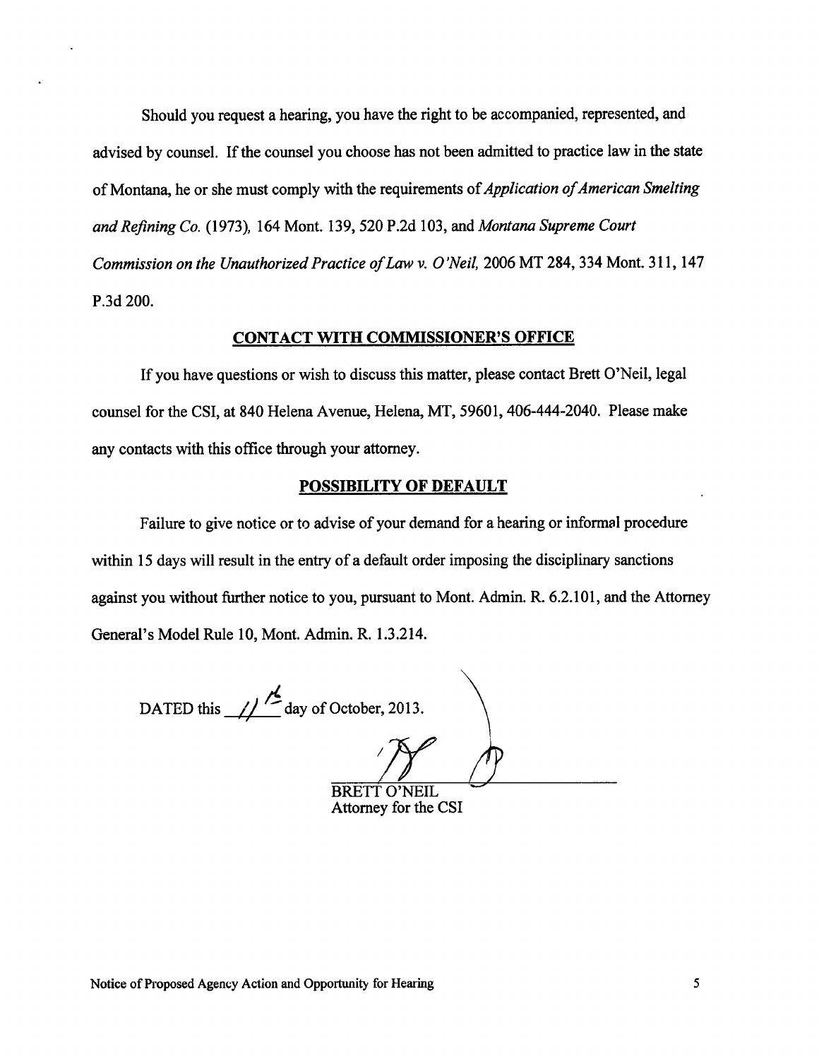Should you request a hearing, you have the right to be accompanied, represented, and advised by counsel. If the counsel you choose has not been admitted to practice law in the state of Montana, he or she must comply with the requirements of *Application of American Smelting and Refining Co.* (1973), 164 Mont. 139, 520 P.2d 103, and *Montana Supreme Court Commission on the Unauthorized Practice of Law v. O'Neil,* 2006 MT 284, 334 Mont. 311, 147 P.3d 200.

## CONTACT WITH COMMISSIONER'S OFFICE

If you have questions or wish to discuss this matter, please contact Brett O'Neil, legal counsel for the CSI, at 840 Helena Avenue, Helena, MT, 59601, 406-444-2040. Please make any contacts with this office through your attorney.

## POSSIBILITY OF DEFAULT

Failure to give notice or to advise of your demand for a hearing or informal procedure within 15 days will result in the entry of a default order imposing the disciplinary sanctions against you without further notice to you, pursuant to Mont. Admin. R. 6.2.101, and the Attorney General's Model Rule 10, Mont. Admin. R. 1.3.214.

DATED this 11th day of October, 2013.

BRETT O'NEIL
Attorney for the CSI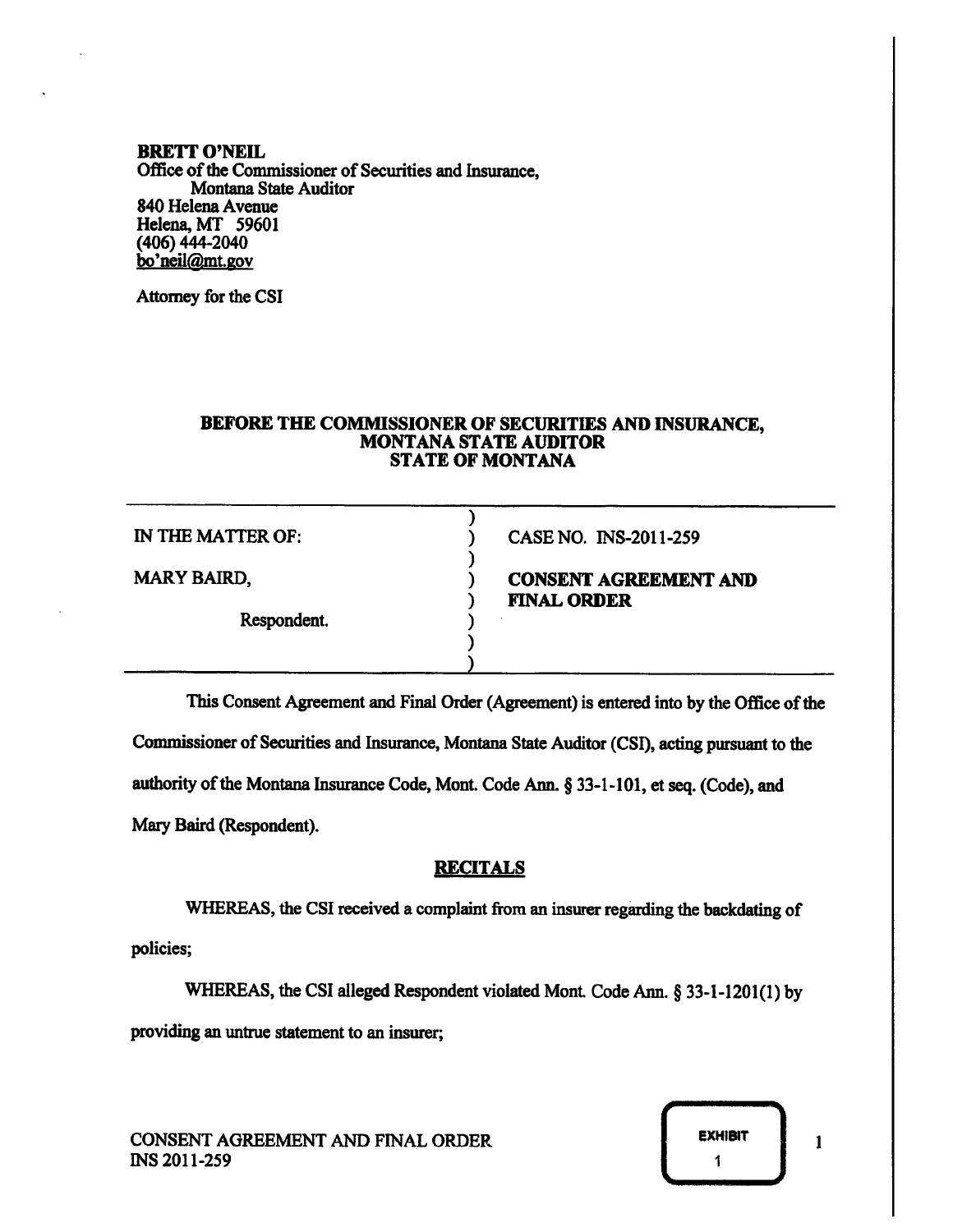**BRETT O'NEIL**
Office of the Commissioner of Securities and Insurance,
Montana State Auditor
840 Helena Avenue
Helena, MT 59601
(406) 444-2040
bo'neil@mt.gov

Attorney for the CSI

**BEFORE THE COMMISSIONER OF SECURITIES AND INSURANCE, MONTANA STATE AUDITOR STATE OF MONTANA**

| | |
|---|---|
| IN THE MATTER OF: | CASE NO. INS-2011-259 |
| MARY BAIRD, | **CONSENT AGREEMENT AND FINAL ORDER** |
| Respondent. | |

This Consent Agreement and Final Order (Agreement) is entered into by the Office of the Commissioner of Securities and Insurance, Montana State Auditor (CSI), acting pursuant to the authority of the Montana Insurance Code, Mont. Code Ann. § 33-1-101, et seq. (Code), and Mary Baird (Respondent).

## RECITALS

WHEREAS, the CSI received a complaint from an insurer regarding the backdating of policies;

WHEREAS, the CSI alleged Respondent violated Mont. Code Ann. § 33-1-1201(1) by providing an untrue statement to an insurer;

CONSENT AGREEMENT AND FINAL ORDER
INS 2011-259

EXHIBIT 1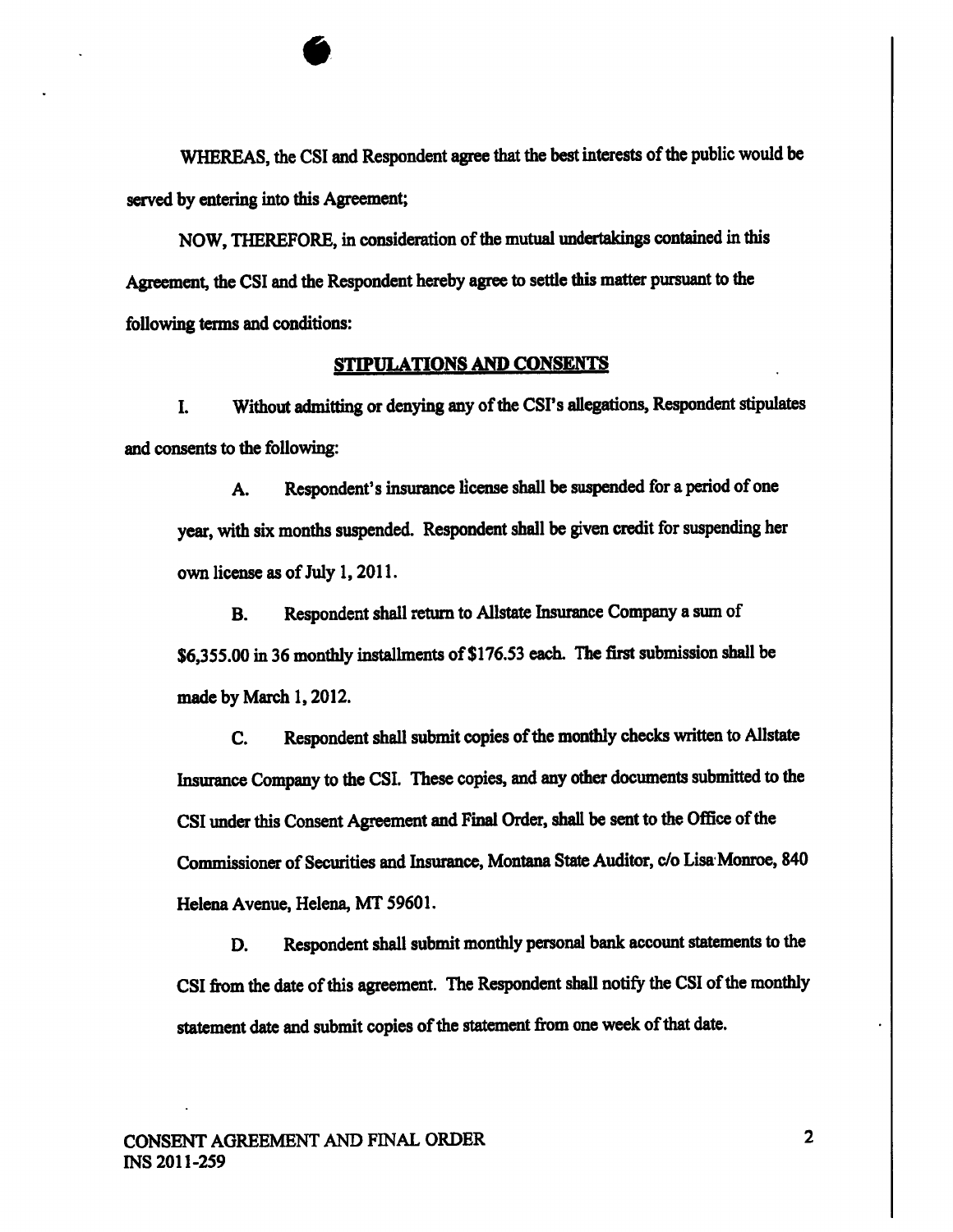WHEREAS, the CSI and Respondent agree that the best interests of the public would be served by entering into this Agreement;

NOW, THEREFORE, in consideration of the mutual undertakings contained in this Agreement, the CSI and the Respondent hereby agree to settle this matter pursuant to the following terms and conditions:

## STIPULATIONS AND CONSENTS

I. Without admitting or denying any of the CSI's allegations, Respondent stipulates and consents to the following:

A. Respondent's insurance license shall be suspended for a period of one year, with six months suspended. Respondent shall be given credit for suspending her own license as of July 1, 2011.

B. Respondent shall return to Allstate Insurance Company a sum of $6,355.00 in 36 monthly installments of $176.53 each. The first submission shall be made by March 1, 2012.

C. Respondent shall submit copies of the monthly checks written to Allstate Insurance Company to the CSI. These copies, and any other documents submitted to the CSI under this Consent Agreement and Final Order, shall be sent to the Office of the Commissioner of Securities and Insurance, Montana State Auditor, c/o Lisa Monroe, 840 Helena Avenue, Helena, MT 59601.

D. Respondent shall submit monthly personal bank account statements to the CSI from the date of this agreement. The Respondent shall notify the CSI of the monthly statement date and submit copies of the statement from one week of that date.

CONSENT AGREEMENT AND FINAL ORDER
INS 2011-259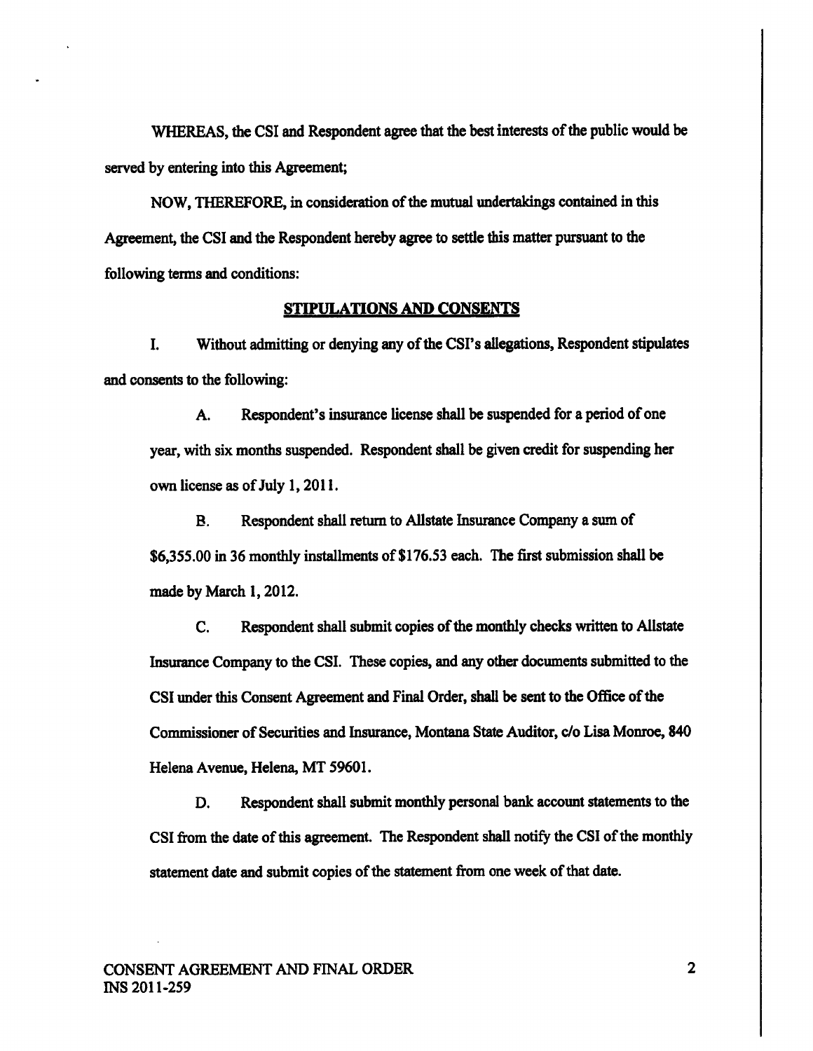WHEREAS, the CSI and Respondent agree that the best interests of the public would be served by entering into this Agreement;

NOW, THEREFORE, in consideration of the mutual undertakings contained in this Agreement, the CSI and the Respondent hereby agree to settle this matter pursuant to the following terms and conditions:

## STIPULATIONS AND CONSENTS

I. Without admitting or denying any of the CSI's allegations, Respondent stipulates and consents to the following:

A. Respondent's insurance license shall be suspended for a period of one year, with six months suspended. Respondent shall be given credit for suspending her own license as of July 1, 2011.

B. Respondent shall return to Allstate Insurance Company a sum of $6,355.00 in 36 monthly installments of $176.53 each. The first submission shall be made by March 1, 2012.

C. Respondent shall submit copies of the monthly checks written to Allstate Insurance Company to the CSI. These copies, and any other documents submitted to the CSI under this Consent Agreement and Final Order, shall be sent to the Office of the Commissioner of Securities and Insurance, Montana State Auditor, c/o Lisa Monroe, 840 Helena Avenue, Helena, MT 59601.

D. Respondent shall submit monthly personal bank account statements to the CSI from the date of this agreement. The Respondent shall notify the CSI of the monthly statement date and submit copies of the statement from one week of that date.

CONSENT AGREEMENT AND FINAL ORDER
INS 2011-259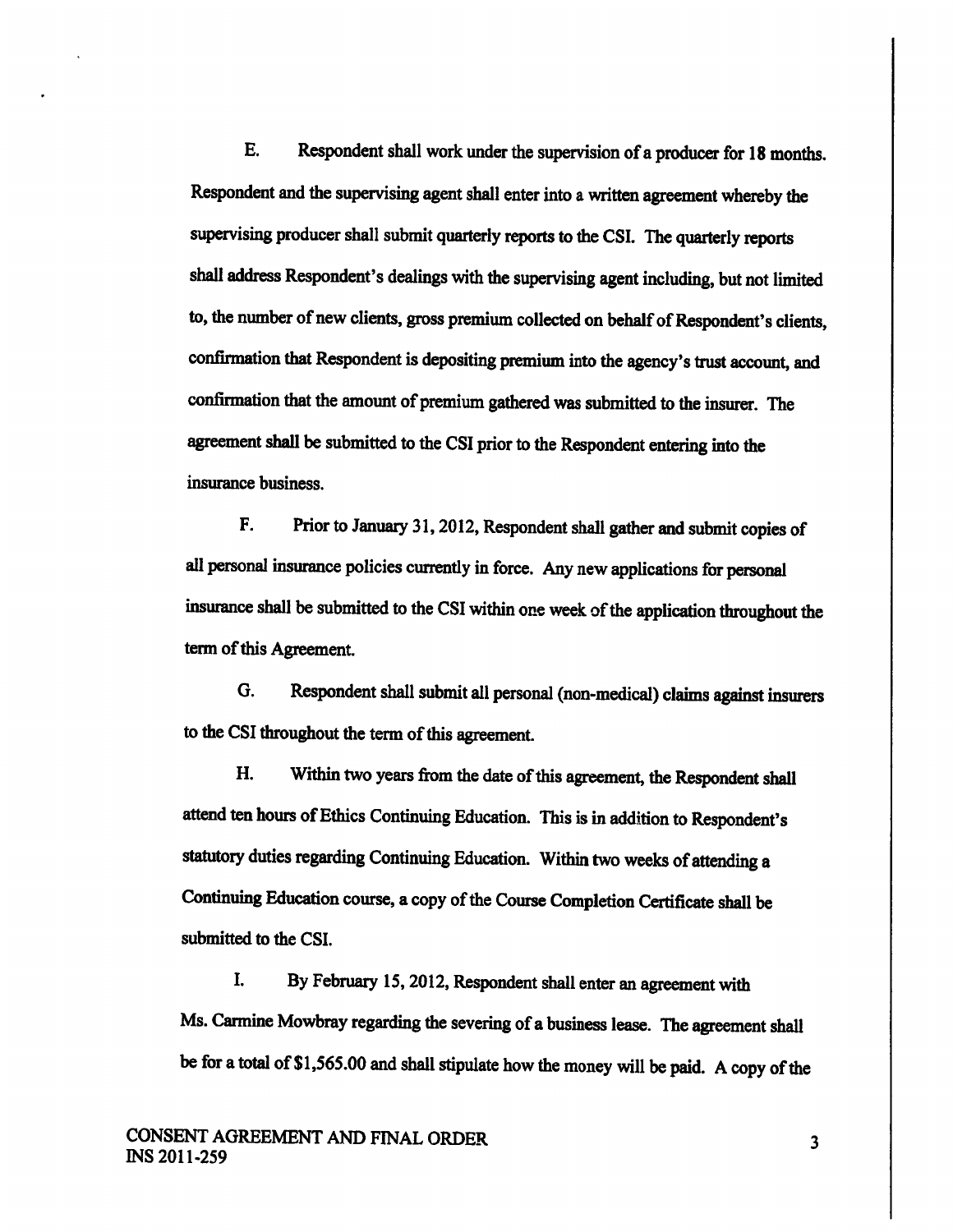E. Respondent shall work under the supervision of a producer for 18 months. Respondent and the supervising agent shall enter into a written agreement whereby the supervising producer shall submit quarterly reports to the CSI. The quarterly reports shall address Respondent's dealings with the supervising agent including, but not limited to, the number of new clients, gross premium collected on behalf of Respondent's clients, confirmation that Respondent is depositing premium into the agency's trust account, and confirmation that the amount of premium gathered was submitted to the insurer. The agreement shall be submitted to the CSI prior to the Respondent entering into the insurance business.

F. Prior to January 31, 2012, Respondent shall gather and submit copies of all personal insurance policies currently in force. Any new applications for personal insurance shall be submitted to the CSI within one week of the application throughout the term of this Agreement.

G. Respondent shall submit all personal (non-medical) claims against insurers to the CSI throughout the term of this agreement.

H. Within two years from the date of this agreement, the Respondent shall attend ten hours of Ethics Continuing Education. This is in addition to Respondent's statutory duties regarding Continuing Education. Within two weeks of attending a Continuing Education course, a copy of the Course Completion Certificate shall be submitted to the CSI.

I. By February 15, 2012, Respondent shall enter an agreement with Ms. Carmine Mowbray regarding the severing of a business lease. The agreement shall be for a total of $1,565.00 and shall stipulate how the money will be paid. A copy of the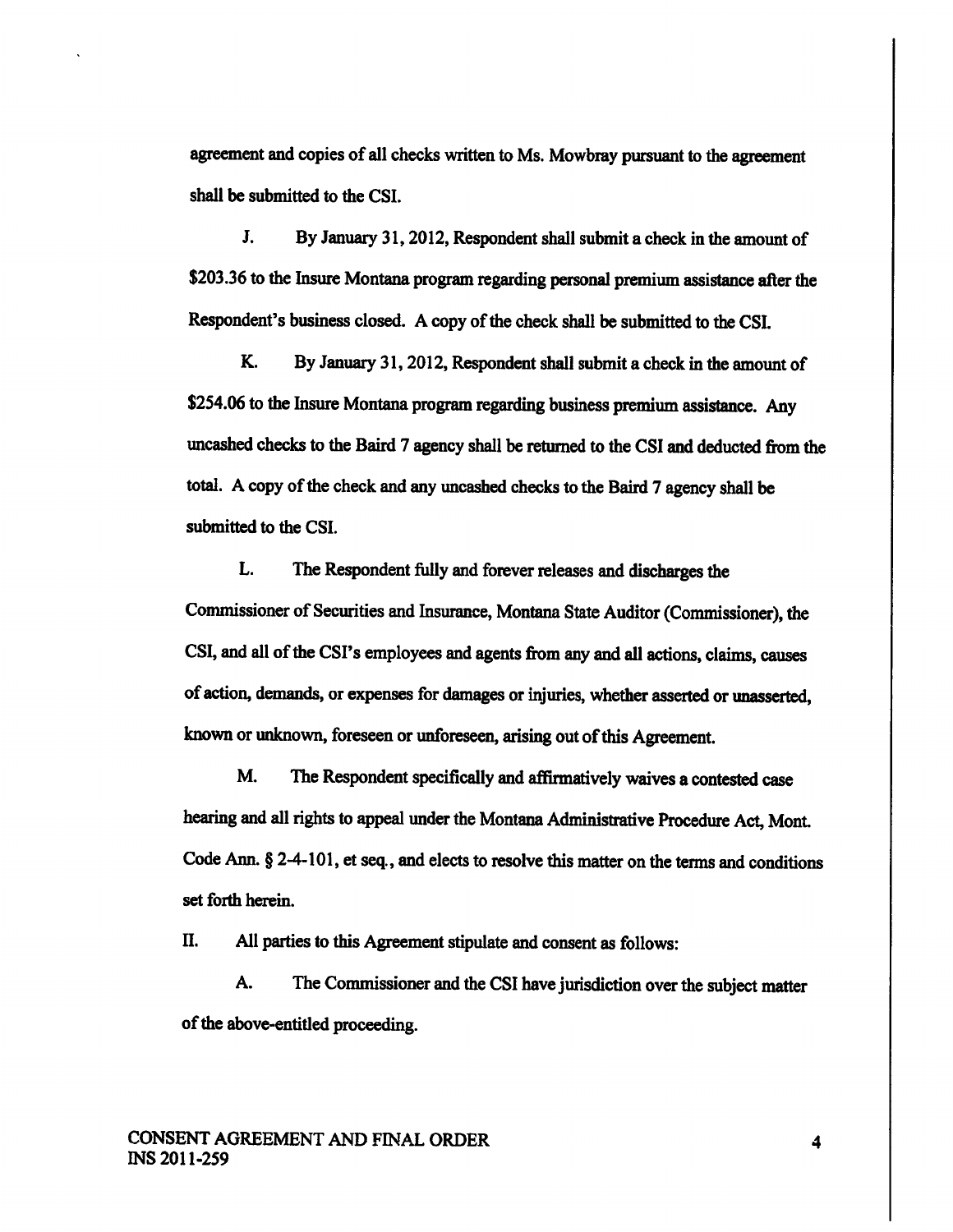agreement and copies of all checks written to Ms. Mowbray pursuant to the agreement shall be submitted to the CSI.

J. By January 31, 2012, Respondent shall submit a check in the amount of $203.36 to the Insure Montana program regarding personal premium assistance after the Respondent's business closed. A copy of the check shall be submitted to the CSI.

K. By January 31, 2012, Respondent shall submit a check in the amount of $254.06 to the Insure Montana program regarding business premium assistance. Any uncashed checks to the Baird 7 agency shall be returned to the CSI and deducted from the total. A copy of the check and any uncashed checks to the Baird 7 agency shall be submitted to the CSI.

L. The Respondent fully and forever releases and discharges the Commissioner of Securities and Insurance, Montana State Auditor (Commissioner), the CSI, and all of the CSI's employees and agents from any and all actions, claims, causes of action, demands, or expenses for damages or injuries, whether asserted or unasserted, known or unknown, foreseen or unforeseen, arising out of this Agreement.

M. The Respondent specifically and affirmatively waives a contested case hearing and all rights to appeal under the Montana Administrative Procedure Act, Mont. Code Ann. § 2-4-101, et seq., and elects to resolve this matter on the terms and conditions set forth herein.

II. All parties to this Agreement stipulate and consent as follows:

A. The Commissioner and the CSI have jurisdiction over the subject matter of the above-entitled proceeding.

CONSENT AGREEMENT AND FINAL ORDER
INS 2011-259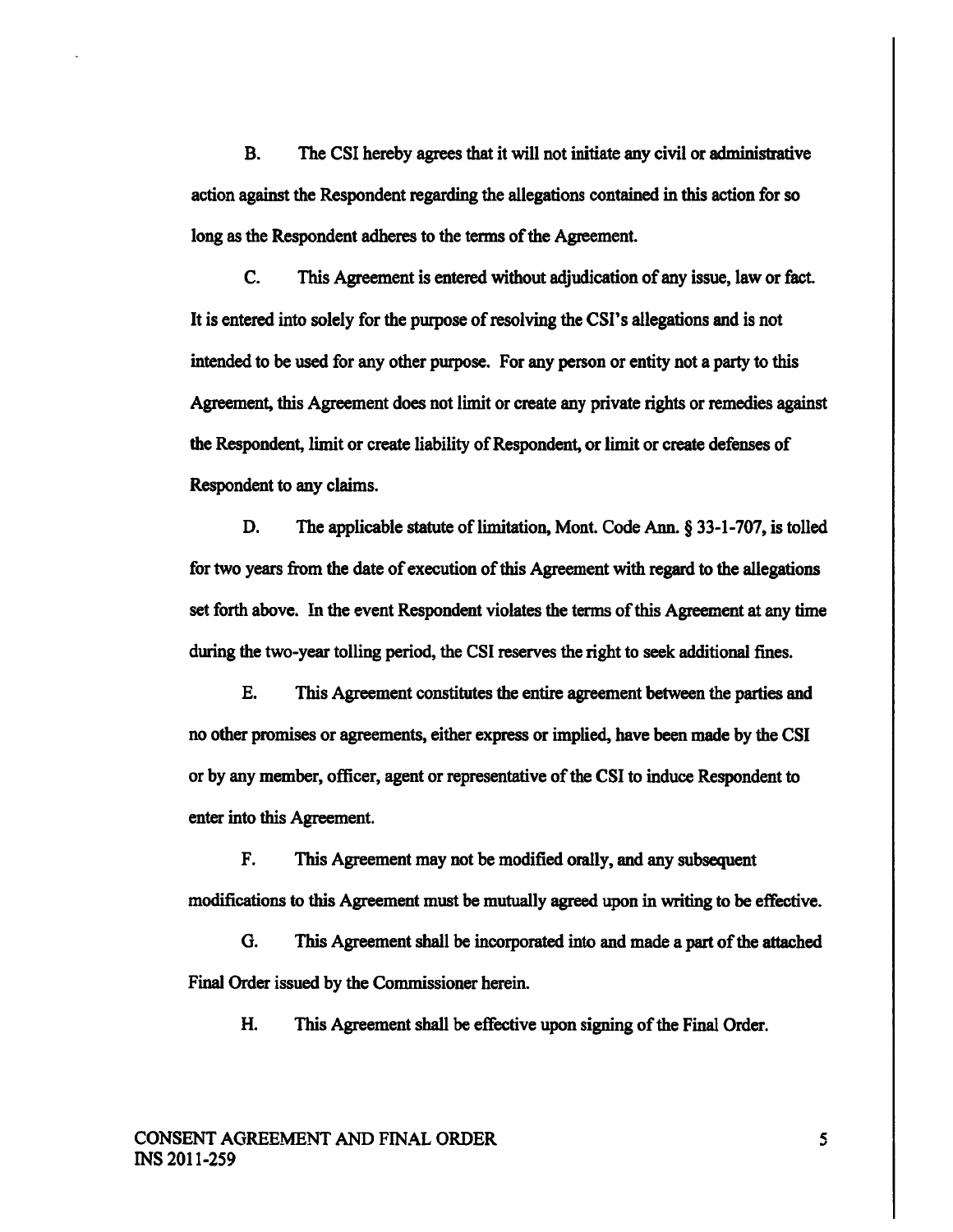B. The CSI hereby agrees that it will not initiate any civil or administrative action against the Respondent regarding the allegations contained in this action for so long as the Respondent adheres to the terms of the Agreement.

C. This Agreement is entered without adjudication of any issue, law or fact. It is entered into solely for the purpose of resolving the CSI's allegations and is not intended to be used for any other purpose. For any person or entity not a party to this Agreement, this Agreement does not limit or create any private rights or remedies against the Respondent, limit or create liability of Respondent, or limit or create defenses of Respondent to any claims.

D. The applicable statute of limitation, Mont. Code Ann. § 33-1-707, is tolled for two years from the date of execution of this Agreement with regard to the allegations set forth above. In the event Respondent violates the terms of this Agreement at any time during the two-year tolling period, the CSI reserves the right to seek additional fines.

E. This Agreement constitutes the entire agreement between the parties and no other promises or agreements, either express or implied, have been made by the CSI or by any member, officer, agent or representative of the CSI to induce Respondent to enter into this Agreement.

F. This Agreement may not be modified orally, and any subsequent modifications to this Agreement must be mutually agreed upon in writing to be effective.

G. This Agreement shall be incorporated into and made a part of the attached Final Order issued by the Commissioner herein.

H. This Agreement shall be effective upon signing of the Final Order.

CONSENT AGREEMENT AND FINAL ORDER
INS 2011-259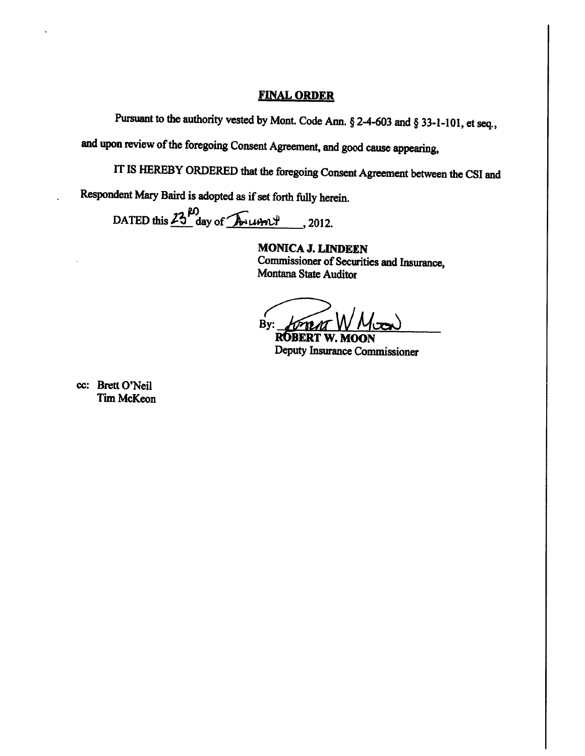## FINAL ORDER

Pursuant to the authority vested by Mont. Code Ann. § 2-4-603 and § 33-1-101, et seq., and upon review of the foregoing Consent Agreement, and good cause appearing,

IT IS HEREBY ORDERED that the foregoing Consent Agreement between the CSI and Respondent Mary Baird is adopted as if set forth fully herein.

DATED this 23rd day of January, 2012.

**MONICA J. LINDEEN**
Commissioner of Securities and Insurance,
Montana State Auditor

By: Robert W Moon
**ROBERT W. MOON**
Deputy Insurance Commissioner

cc: Brett O'Neil
Tim McKeon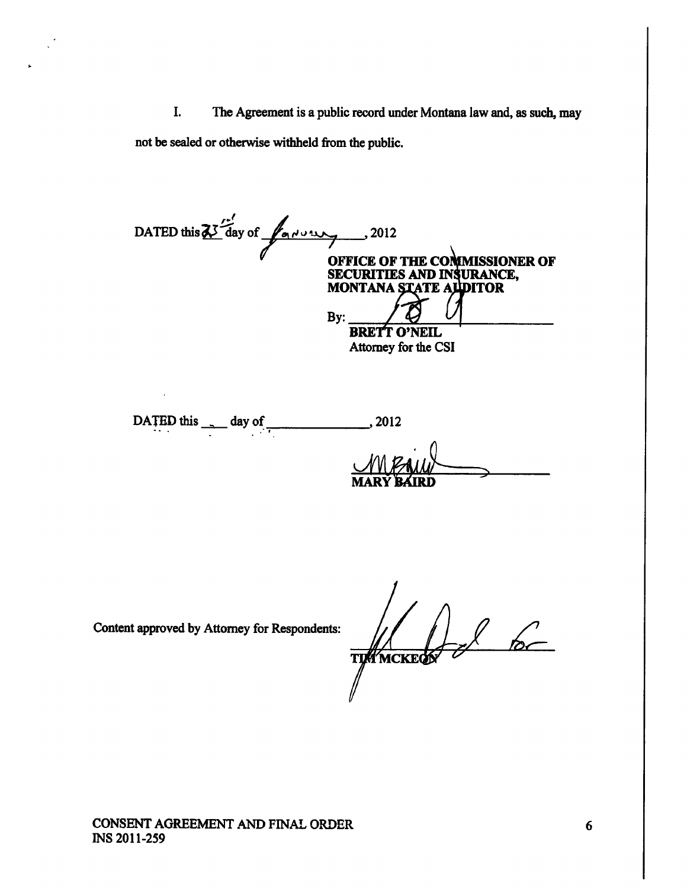I. The Agreement is a public record under Montana law and, as such, may not be sealed or otherwise withheld from the public.

DATED this 23rd day of January, 2012

**OFFICE OF THE COMMISSIONER OF SECURITIES AND INSURANCE, MONTANA STATE AUDITOR**

By: \_\_\_\_\_\_\_\_\_\_\_\_\_\_\_\_\_\_\_\_\_\_\_\_\_\_
**BRETT O'NEIL**
Attorney for the CSI

DATED this \_\_\_ day of \_\_\_\_\_\_\_\_\_\_\_\_\_\_, 2012

\_\_\_\_\_\_\_\_\_\_\_\_\_\_\_\_\_\_\_\_\_\_\_\_\_\_
**MARY BAIRD**

Content approved by Attorney for Respondents: \_\_\_\_\_\_\_\_\_\_\_\_\_\_\_\_\_\_\_\_\_\_\_\_\_\_
**TIM MCKEON**

CONSENT AGREEMENT AND FINAL ORDER
INS 2011-259